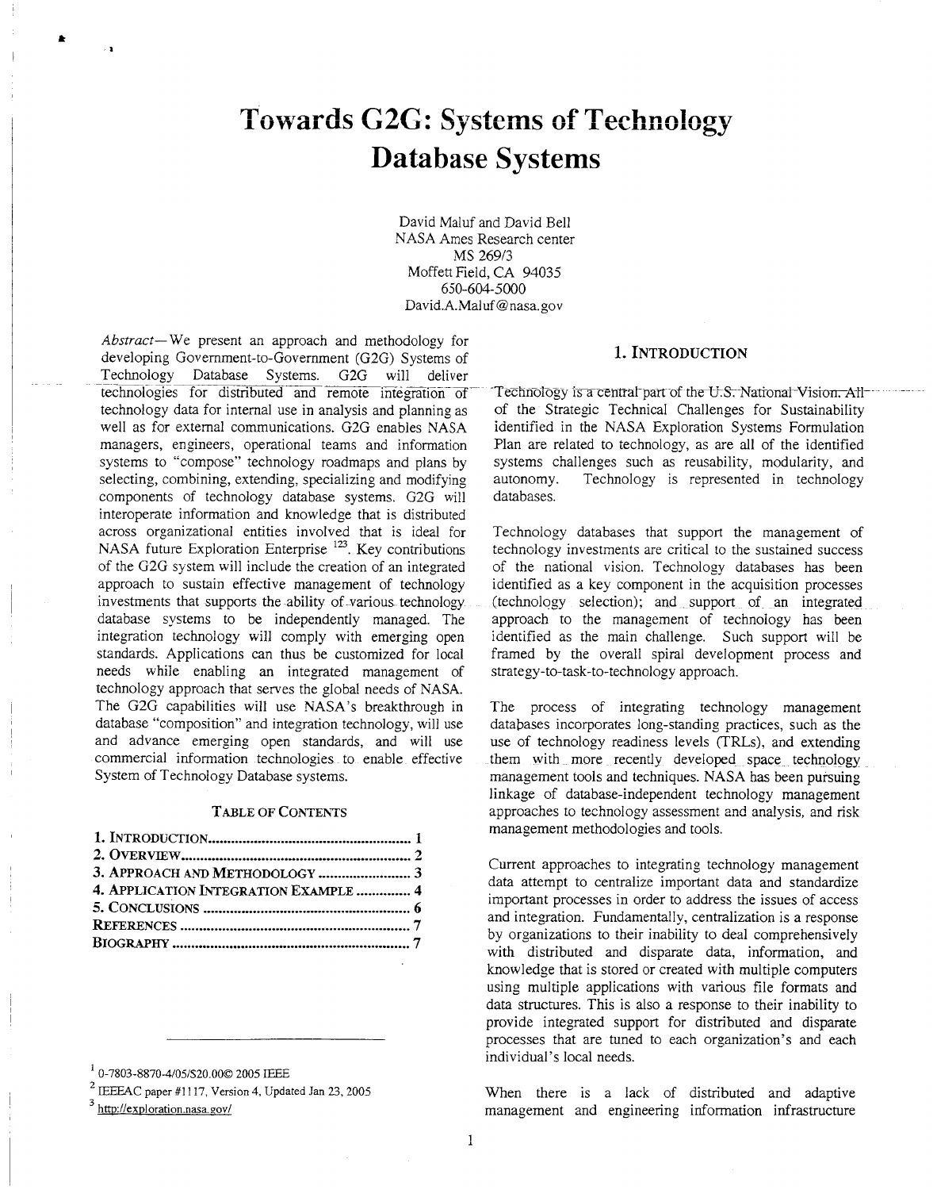# Towards G2G: Systems of Technology Database Systems

David Maluf and David Bell
NASA Ames Research center
MS 269/3
Moffett Field, CA 94035
650-604-5000
David.A.Maluf@nasa.gov

*Abstract*—We present an approach and methodology for developing Government-to-Government (G2G) Systems of Technology Database Systems. G2G will deliver technologies for distributed and remote integration of technology data for internal use in analysis and planning as well as for external communications. G2G enables NASA managers, engineers, operational teams and information systems to "compose" technology roadmaps and plans by selecting, combining, extending, specializing and modifying components of technology database systems. G2G will interoperate information and knowledge that is distributed across organizational entities involved that is ideal for NASA future Exploration Enterprise [1,2,3]. Key contributions of the G2G system will include the creation of an integrated approach to sustain effective management of technology investments that supports the ability of various technology database systems to be independently managed. The integration technology will comply with emerging open standards. Applications can thus be customized for local needs while enabling an integrated management of technology approach that serves the global needs of NASA. The G2G capabilities will use NASA's breakthrough in database "composition" and integration technology, will use and advance emerging open standards, and will use commercial information technologies to enable effective System of Technology Database systems.

### Table of Contents

| | |
|---|---|
| **1. Introduction** | **1** |
| **2. Overview** | **2** |
| **3. Approach and Methodology** | **3** |
| **4. Application Integration Example** | **4** |
| **5. Conclusions** | **6** |
| **References** | **7** |
| **Biography** | **7** |

## 1. Introduction

Technology is a central part of the U.S. National Vision. All of the Strategic Technical Challenges for Sustainability identified in the NASA Exploration Systems Formulation Plan are related to technology, as are all of the identified systems challenges such as reusability, modularity, and autonomy. Technology is represented in technology databases.

Technology databases that support the management of technology investments are critical to the sustained success of the national vision. Technology databases has been identified as a key component in the acquisition processes (technology selection); and support of an integrated approach to the management of technology has been identified as the main challenge. Such support will be framed by the overall spiral development process and strategy-to-task-to-technology approach.

The process of integrating technology management databases incorporates long-standing practices, such as the use of technology readiness levels (TRLs), and extending them with more recently developed space technology management tools and techniques. NASA has been pursuing linkage of database-independent technology management approaches to technology assessment and analysis, and risk management methodologies and tools.

Current approaches to integrating technology management data attempt to centralize important data and standardize important processes in order to address the issues of access and integration. Fundamentally, centralization is a response by organizations to their inability to deal comprehensively with distributed and disparate data, information, and knowledge that is stored or created with multiple computers using multiple applications with various file formats and data structures. This is also a response to their inability to provide integrated support for distributed and disparate processes that are tuned to each organization's and each individual's local needs.

When there is a lack of distributed and adaptive management and engineering information infrastructure

[1] 0-7803-8870-4/05/$20.00© 2005 IEEE

[2] IEEEAC paper #1117, Version 4, Updated Jan 23, 2005

[3] http://exploration.nasa.gov/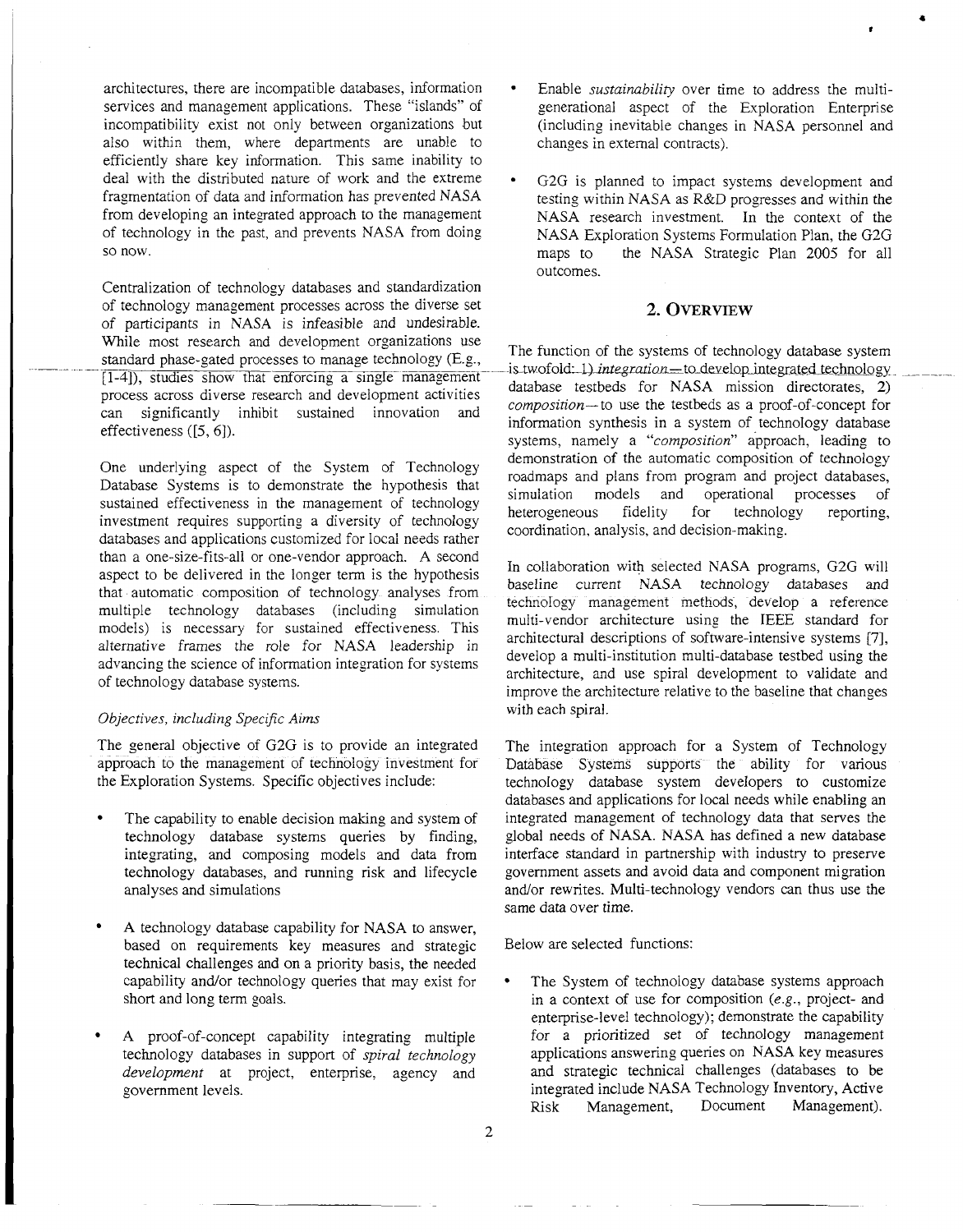architectures, there are incompatible databases, information services and management applications. These "islands" of incompatibility exist not only between organizations but also within them, where departments are unable to efficiently share key information. This same inability to deal with the distributed nature of work and the extreme fragmentation of data and information has prevented NASA from developing an integrated approach to the management of technology in the past, and prevents NASA from doing so now.

Centralization of technology databases and standardization of technology management processes across the diverse set of participants in NASA is infeasible and undesirable. While most research and development organizations use standard phase-gated processes to manage technology (E.g., [1-4]), studies show that enforcing a single management process across diverse research and development activities can significantly inhibit sustained innovation and effectiveness ([5, 6]).

One underlying aspect of the System of Technology Database Systems is to demonstrate the hypothesis that sustained effectiveness in the management of technology investment requires supporting a diversity of technology databases and applications customized for local needs rather than a one-size-fits-all or one-vendor approach. A second aspect to be delivered in the longer term is the hypothesis that automatic composition of technology analyses from multiple technology databases (including simulation models) is necessary for sustained effectiveness. This alternative frames the role for NASA leadership in advancing the science of information integration for systems of technology database systems.

*Objectives, including Specific Aims*

The general objective of G2G is to provide an integrated approach to the management of technology investment for the Exploration Systems. Specific objectives include:

- The capability to enable decision making and system of technology database systems queries by finding, integrating, and composing models and data from technology databases, and running risk and lifecycle analyses and simulations
- A technology database capability for NASA to answer, based on requirements key measures and strategic technical challenges and on a priority basis, the needed capability and/or technology queries that may exist for short and long term goals.
- A proof-of-concept capability integrating multiple technology databases in support of *spiral technology development* at project, enterprise, agency and government levels.
- Enable *sustainability* over time to address the multi-generational aspect of the Exploration Enterprise (including inevitable changes in NASA personnel and changes in external contracts).
- G2G is planned to impact systems development and testing within NASA as R&D progresses and within the NASA research investment. In the context of the NASA Exploration Systems Formulation Plan, the G2G maps to the NASA Strategic Plan 2005 for all outcomes.

## 2. Overview

The function of the systems of technology database system is twofold: 1) *integration*—to develop integrated technology database testbeds for NASA mission directorates, 2) *composition*—to use the testbeds as a proof-of-concept for information synthesis in a system of technology database systems, namely a "*composition*" approach, leading to demonstration of the automatic composition of technology roadmaps and plans from program and project databases, simulation models and operational processes of heterogeneous fidelity for technology reporting, coordination, analysis, and decision-making.

In collaboration with selected NASA programs, G2G will baseline current NASA technology databases and technology management methods, develop a reference multi-vendor architecture using the IEEE standard for architectural descriptions of software-intensive systems [7], develop a multi-institution multi-database testbed using the architecture, and use spiral development to validate and improve the architecture relative to the baseline that changes with each spiral.

The integration approach for a System of Technology Database Systems supports the ability for various technology database system developers to customize databases and applications for local needs while enabling an integrated management of technology data that serves the global needs of NASA. NASA has defined a new database interface standard in partnership with industry to preserve government assets and avoid data and component migration and/or rewrites. Multi-technology vendors can thus use the same data over time.

Below are selected functions:

- The System of technology database systems approach in a context of use for composition (*e.g.*, project- and enterprise-level technology); demonstrate the capability for a prioritized set of technology management applications answering queries on NASA key measures and strategic technical challenges (databases to be integrated include NASA Technology Inventory, Active Risk Management, Document Management).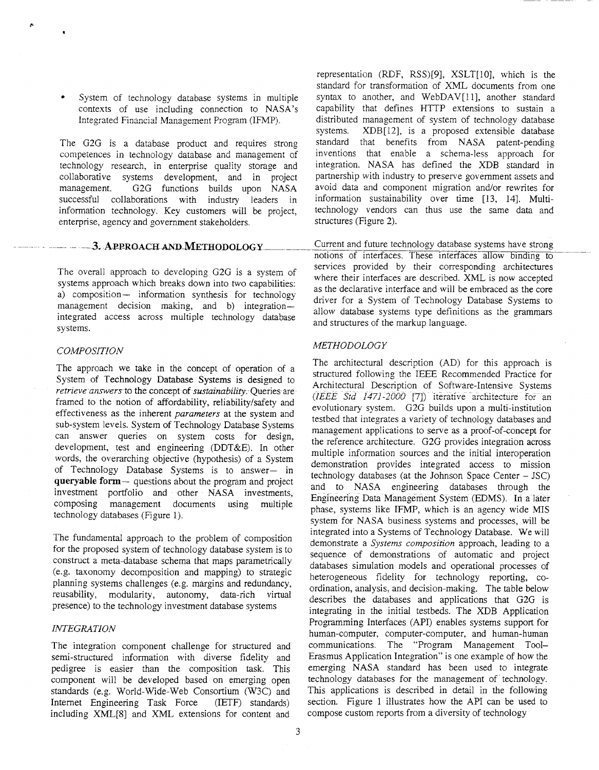- System of technology database systems in multiple contexts of use including connection to NASA's Integrated Financial Management Program (IFMP).

The G2G is a database product and requires strong competences in technology database and management of technology research, in enterprise quality storage and collaborative systems development, and in project management. G2G functions builds upon NASA successful collaborations with industry leaders in information technology. Key customers will be project, enterprise, agency and government stakeholders.

## 3. APPROACH AND METHODOLOGY

The overall approach to developing G2G is a system of systems approach which breaks down into two capabilities: a) composition— information synthesis for technology management decision making, and b) integration— integrated access across multiple technology database systems.

### *COMPOSITION*

The approach we take in the concept of operation of a System of Technology Database Systems is designed to *retrieve answers* to the concept of *sustainability*. Queries are framed to the notion of affordability, reliability/safety and effectiveness as the inherent *parameters* at the system and sub-system levels. System of Technology Database Systems can answer queries on system costs for design, development, test and engineering (DDT&E). In other words, the overarching objective (hypothesis) of a System of Technology Database Systems is to answer— in **queryable form**— questions about the program and project investment portfolio and other NASA investments, composing management documents using multiple technology databases (Figure 1).

The fundamental approach to the problem of composition for the proposed system of technology database system is to construct a meta-database schema that maps parametrically (e.g. taxonomy decomposition and mapping) to strategic planning systems challenges (e.g. margins and redundancy, reusability, modularity, autonomy, data-rich virtual presence) to the technology investment database systems

### *INTEGRATION*

The integration component challenge for structured and semi-structured information with diverse fidelity and pedigree is easier than the composition task. This component will be developed based on emerging open standards (e.g. World-Wide-Web Consortium (W3C) and Internet Engineering Task Force (IETF) standards) including XML[8] and XML extensions for content and representation (RDF, RSS)[9], XSLT[10], which is the standard for transformation of XML documents from one syntax to another, and WebDAV[11], another standard capability that defines HTTP extensions to sustain a distributed management of system of technology database systems. XDB[12], is a proposed extensible database standard that benefits from NASA patent-pending inventions that enable a schema-less approach for integration. NASA has defined the XDB standard in partnership with industry to preserve government assets and avoid data and component migration and/or rewrites for information sustainability over time [13, 14]. Multi-technology vendors can thus use the same data and structures (Figure 2).

Current and future technology database systems have strong notions of interfaces. These interfaces allow binding to services provided by their corresponding architectures where their interfaces are described. XML is now accepted as the declarative interface and will be embraced as the core driver for a System of Technology Database Systems to allow database systems type definitions as the grammars and structures of the markup language.

### *METHODOLOGY*

The architectural description (AD) for this approach is structured following the IEEE Recommended Practice for Architectural Description of Software-Intensive Systems (*IEEE Std 1471-2000* [7]) iterative architecture for an evolutionary system. G2G builds upon a multi-institution testbed that integrates a variety of technology databases and management applications to serve as a proof-of-concept for the reference architecture. G2G provides integration across multiple information sources and the initial interoperation demonstration provides integrated access to mission technology databases (at the Johnson Space Center – JSC) and to NASA engineering databases through the Engineering Data Management System (EDMS). In a later phase, systems like IFMP, which is an agency wide MIS system for NASA business systems and processes, will be integrated into a Systems of Technology Database. We will demonstrate a *Systems composition* approach, leading to a sequence of demonstrations of automatic and project databases simulation models and operational processes of heterogeneous fidelity for technology reporting, co-ordination, analysis, and decision-making. The table below describes the databases and applications that G2G is integrating in the initial testbeds. The XDB Application Programming Interfaces (API) enables systems support for human-computer, computer-computer, and human-human communications. The "Program Management Tool–Erasmus Application Integration" is one example of how the emerging NASA standard has been used to integrate technology databases for the management of technology. This applications is described in detail in the following section. Figure 1 illustrates how the API can be used to compose custom reports from a diversity of technology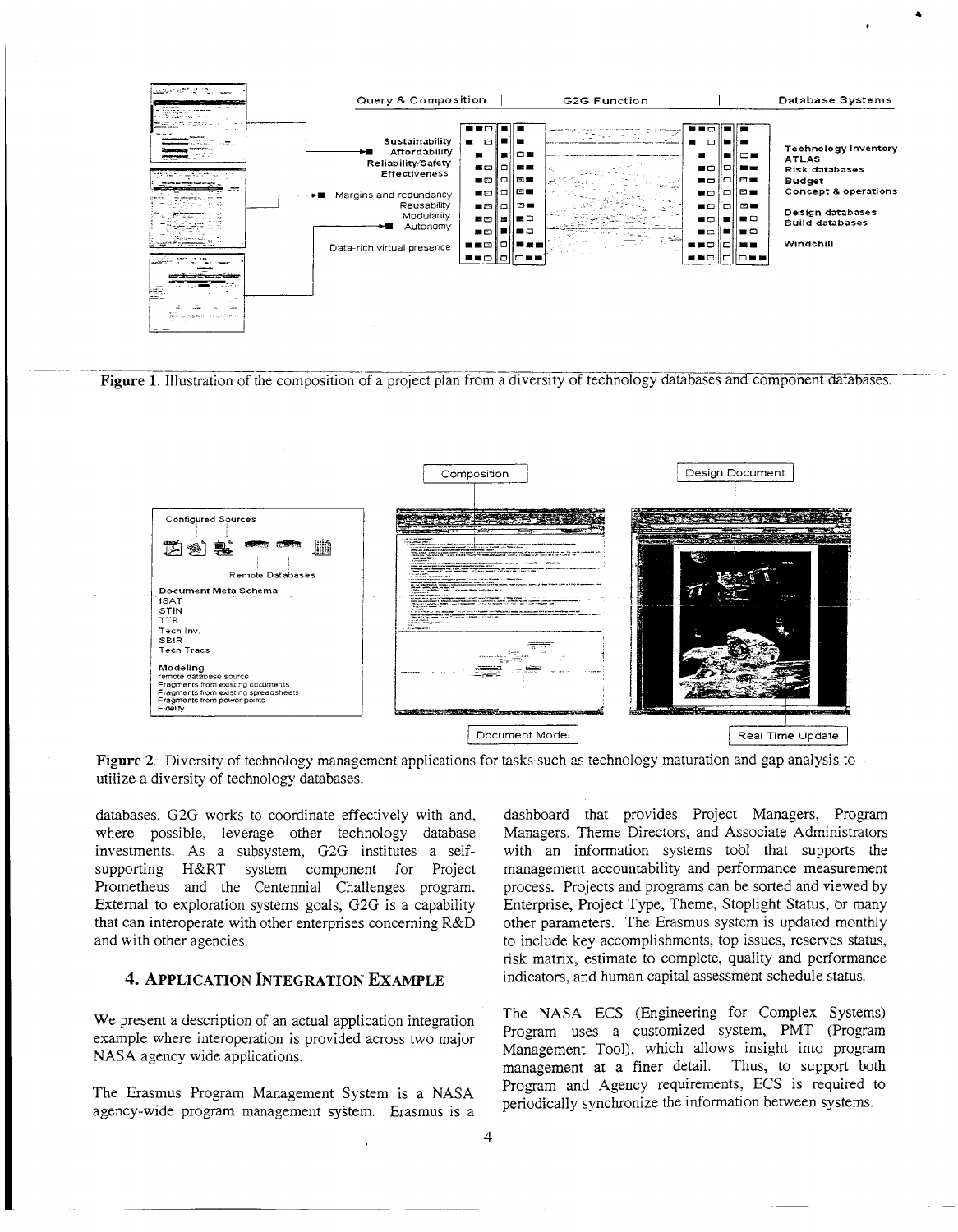**Figure 1**. Illustration of the composition of a project plan from a diversity of technology databases and component databases.

**Figure 2**. Diversity of technology management applications for tasks such as technology maturation and gap analysis to utilize a diversity of technology databases.

databases. G2G works to coordinate effectively with and, where possible, leverage other technology database investments. As a subsystem, G2G institutes a self-supporting H&RT system component for Project Prometheus and the Centennial Challenges program. External to exploration systems goals, G2G is a capability that can interoperate with other enterprises concerning R&D and with other agencies.

## 4. Application Integration Example

We present a description of an actual application integration example where interoperation is provided across two major NASA agency wide applications.

The Erasmus Program Management System is a NASA agency-wide program management system. Erasmus is a dashboard that provides Project Managers, Program Managers, Theme Directors, and Associate Administrators with an information systems tool that supports the management accountability and performance measurement process. Projects and programs can be sorted and viewed by Enterprise, Project Type, Theme, Stoplight Status, or many other parameters. The Erasmus system is updated monthly to include key accomplishments, top issues, reserves status, risk matrix, estimate to complete, quality and performance indicators, and human capital assessment schedule status.

The NASA ECS (Engineering for Complex Systems) Program uses a customized system, PMT (Program Management Tool), which allows insight into program management at a finer detail. Thus, to support both Program and Agency requirements, ECS is required to periodically synchronize the information between systems.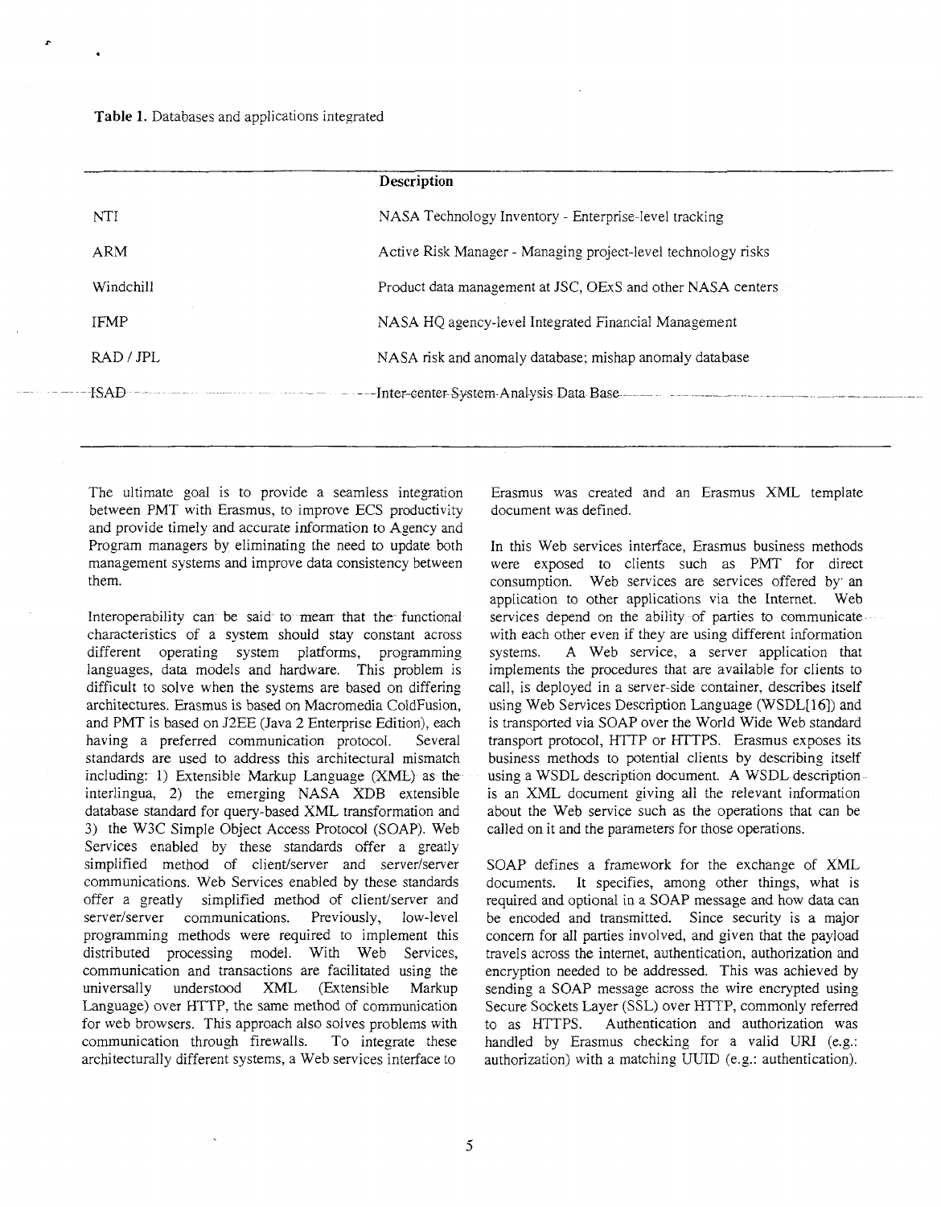**Table 1.** Databases and applications integrated

| | Description |
| --- | --- |
| NTI | NASA Technology Inventory - Enterprise-level tracking |
| ARM | Active Risk Manager - Managing project-level technology risks |
| Windchill | Product data management at JSC, OExS and other NASA centers |
| IFMP | NASA HQ agency-level Integrated Financial Management |
| RAD / JPL | NASA risk and anomaly database; mishap anomaly database |
| ISAD | Inter-center System Analysis Data Base |

The ultimate goal is to provide a seamless integration between PMT with Erasmus, to improve ECS productivity and provide timely and accurate information to Agency and Program managers by eliminating the need to update both management systems and improve data consistency between them.

Interoperability can be said to mean that the functional characteristics of a system should stay constant across different operating system platforms, programming languages, data models and hardware. This problem is difficult to solve when the systems are based on differing architectures. Erasmus is based on Macromedia ColdFusion, and PMT is based on J2EE (Java 2 Enterprise Edition), each having a preferred communication protocol. Several standards are used to address this architectural mismatch including: 1) Extensible Markup Language (XML) as the interlingua, 2) the emerging NASA XDB extensible database standard for query-based XML transformation and 3) the W3C Simple Object Access Protocol (SOAP). Web Services enabled by these standards offer a greatly simplified method of client/server and server/server communications. Web Services enabled by these standards offer a greatly simplified method of client/server and server/server communications. Previously, low-level programming methods were required to implement this distributed processing model. With Web Services, communication and transactions are facilitated using the universally understood XML (Extensible Markup Language) over HTTP, the same method of communication for web browsers. This approach also solves problems with communication through firewalls. To integrate these architecturally different systems, a Web services interface to Erasmus was created and an Erasmus XML template document was defined.

In this Web services interface, Erasmus business methods were exposed to clients such as PMT for direct consumption. Web services are services offered by an application to other applications via the Internet. Web services depend on the ability of parties to communicate with each other even if they are using different information systems. A Web service, a server application that implements the procedures that are available for clients to call, is deployed in a server-side container, describes itself using Web Services Description Language (WSDL[16]) and is transported via SOAP over the World Wide Web standard transport protocol, HTTP or HTTPS. Erasmus exposes its business methods to potential clients by describing itself using a WSDL description document. A WSDL description is an XML document giving all the relevant information about the Web service such as the operations that can be called on it and the parameters for those operations.

SOAP defines a framework for the exchange of XML documents. It specifies, among other things, what is required and optional in a SOAP message and how data can be encoded and transmitted. Since security is a major concern for all parties involved, and given that the payload travels across the internet, authentication, authorization and encryption needed to be addressed. This was achieved by sending a SOAP message across the wire encrypted using Secure Sockets Layer (SSL) over HTTP, commonly referred to as HTTPS. Authentication and authorization was handled by Erasmus checking for a valid URI (e.g.: authorization) with a matching UUID (e.g.: authentication).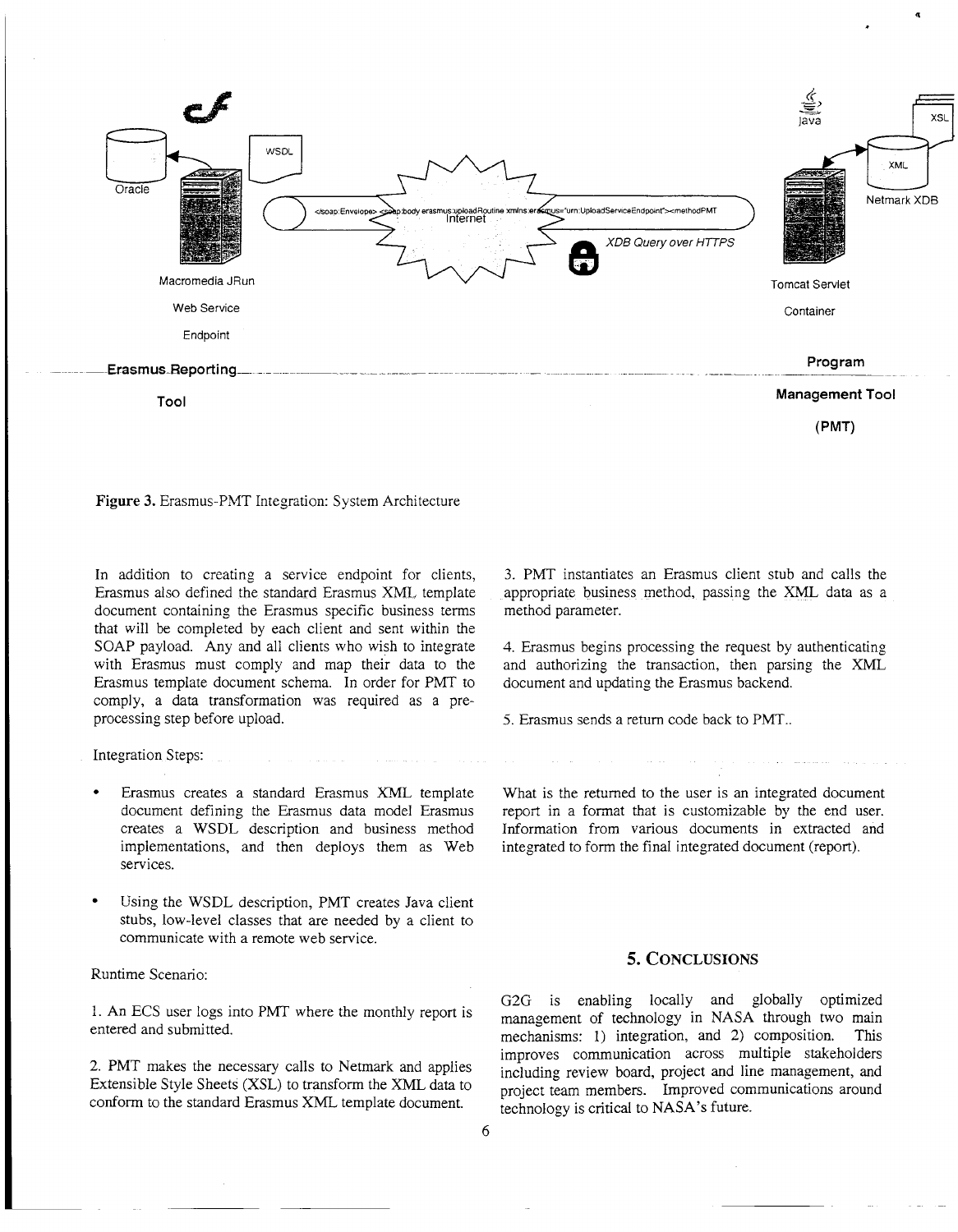Figure 3. Erasmus-PMT Integration: System Architecture

In addition to creating a service endpoint for clients, Erasmus also defined the standard Erasmus XML template document containing the Erasmus specific business terms that will be completed by each client and sent within the SOAP payload. Any and all clients who wish to integrate with Erasmus must comply and map their data to the Erasmus template document schema. In order for PMT to comply, a data transformation was required as a pre-processing step before upload.

Integration Steps:

- Erasmus creates a standard Erasmus XML template document defining the Erasmus data model Erasmus creates a WSDL description and business method implementations, and then deploys them as Web services.
- Using the WSDL description, PMT creates Java client stubs, low-level classes that are needed by a client to communicate with a remote web service.

Runtime Scenario:

1. An ECS user logs into PMT where the monthly report is entered and submitted.

2. PMT makes the necessary calls to Netmark and applies Extensible Style Sheets (XSL) to transform the XML data to conform to the standard Erasmus XML template document.

3. PMT instantiates an Erasmus client stub and calls the appropriate business method, passing the XML data as a method parameter.

4. Erasmus begins processing the request by authenticating and authorizing the transaction, then parsing the XML document and updating the Erasmus backend.

5. Erasmus sends a return code back to PMT..

What is the returned to the user is an integrated document report in a format that is customizable by the end user. Information from various documents in extracted and integrated to form the final integrated document (report).

## 5. Conclusions

G2G is enabling locally and globally optimized management of technology in NASA through two main mechanisms: 1) integration, and 2) composition. This improves communication across multiple stakeholders including review board, project and line management, and project team members. Improved communications around technology is critical to NASA's future.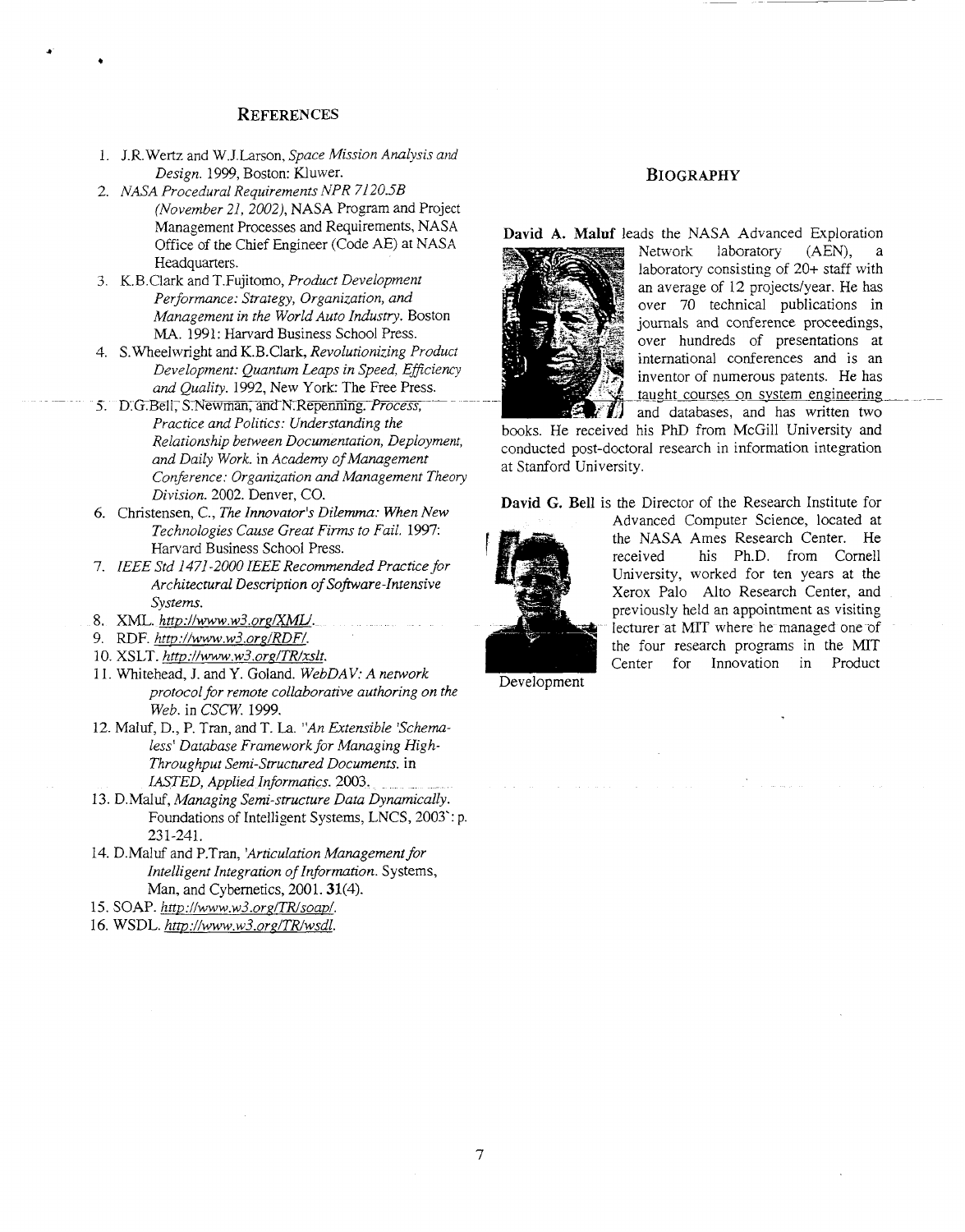## REFERENCES

1. J.R.Wertz and W.J.Larson, *Space Mission Analysis and Design*. 1999, Boston: Kluwer.
2. *NASA Procedural Requirements NPR 7120.5B (November 21, 2002)*, NASA Program and Project Management Processes and Requirements, NASA Office of the Chief Engineer (Code AE) at NASA Headquarters.
3. K.B.Clark and T.Fujitomo, *Product Development Performance: Strategy, Organization, and Management in the World Auto Industry*. Boston MA. 1991: Harvard Business School Press.
4. S.Wheelwright and K.B.Clark, *Revolutionizing Product Development: Quantum Leaps in Speed, Efficiency and Quality*. 1992, New York: The Free Press.
5. D.G.Bell, S.Newman, and N.Repenning. *Process, Practice and Politics: Understanding the Relationship between Documentation, Deployment, and Daily Work*. in *Academy of Management Conference: Organization and Management Theory Division*. 2002. Denver, CO.
6. Christensen, C., *The Innovator's Dilemma: When New Technologies Cause Great Firms to Fail*. 1997: Harvard Business School Press.
7. *IEEE Std 1471-2000 IEEE Recommended Practice for Architectural Description of Software-Intensive Systems*.
8. XML. *http://www.w3.org/XML/*.
9. RDF. *http://www.w3.org/RDF/*.
10. XSLT. *http://www.w3.org/TR/xslt*.
11. Whitehead, J. and Y. Goland. *WebDAV: A network protocol for remote collaborative authoring on the Web*. in *CSCW*. 1999.
12. Maluf, D., P. Tran, and T. La. *"An Extensible 'Schema-less' Database Framework for Managing High-Throughput Semi-Structured Documents*. in *IASTED, Applied Informatics*. 2003.
13. D.Maluf, *Managing Semi-structure Data Dynamically*. Foundations of Intelligent Systems, LNCS, 2003: p. 231-241.
14. D.Maluf and P.Tran, *'Articulation Management for Intelligent Integration of Information*. Systems, Man, and Cybernetics, 2001. **31**(4).
15. SOAP. *http://www.w3.org/TR/soap/*.
16. WSDL. *http://www.w3.org/TR/wsdl*.

## BIOGRAPHY

**David A. Maluf** leads the NASA Advanced Exploration Network laboratory (AEN), a laboratory consisting of 20+ staff with an average of 12 projects/year. He has over 70 technical publications in journals and conference proceedings, over hundreds of presentations at international conferences and is an inventor of numerous patents. He has taught courses on system engineering and databases, and has written two books. He received his PhD from McGill University and conducted post-doctoral research in information integration at Stanford University.

**David G. Bell** is the Director of the Research Institute for Advanced Computer Science, located at the NASA Ames Research Center. He received his Ph.D. from Cornell University, worked for ten years at the Xerox Palo Alto Research Center, and previously held an appointment as visiting lecturer at MIT where he managed one of the four research programs in the MIT Center for Innovation in Product Development